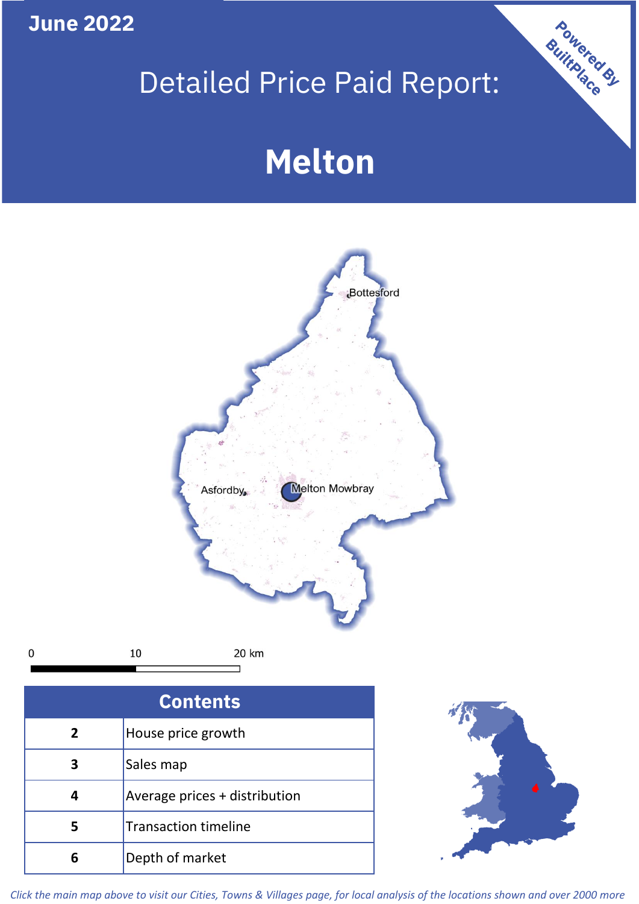June 2022

# Detailed Price Paid Report:

# Melton

Powered By BuiltPlace

Bottesford

Asfordby

Melton Mowbray

0 10 20 km

| Contents | |
|---|---|
| 2 | House price growth |
| 3 | Sales map |
| 4 | Average prices + distribution |
| 5 | Transaction timeline |
| 6 | Depth of market |

*Click the main map above to visit our Cities, Towns & Villages page, for local analysis of the locations shown and over 2000 more*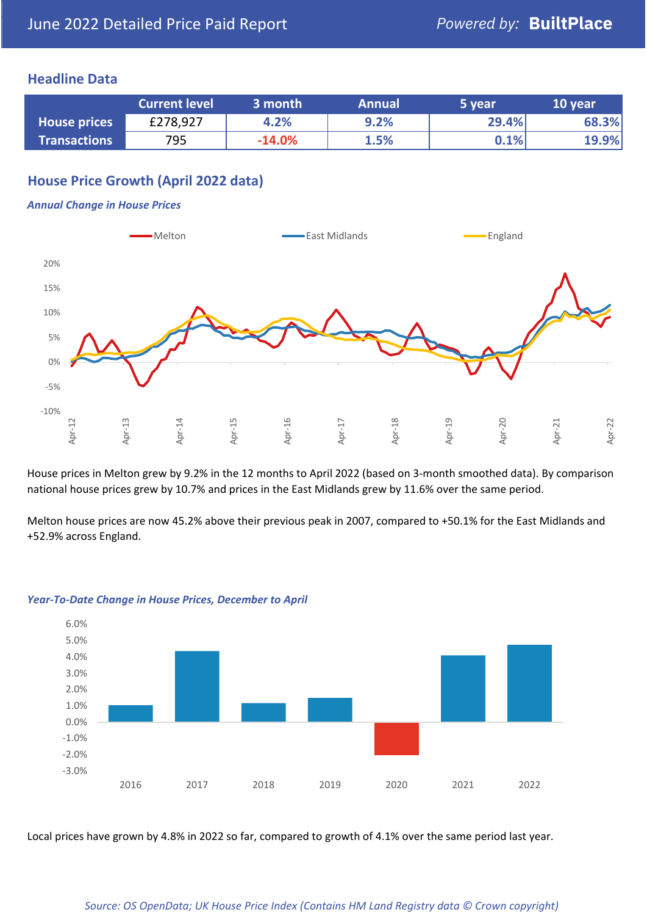June 2022 Detailed Price Paid Report

Powered by: **BuiltPlace**

## Headline Data

| | Current level | 3 month | Annual | 5 year | 10 year |
|---|---|---|---|---|---|
| **House prices** | £278,927 | 4.2% | 9.2% | 29.4% | 68.3% |
| **Transactions** | 795 | -14.0% | 1.5% | 0.1% | 19.9% |

## House Price Growth (April 2022 data)

*Annual Change in House Prices*

House prices in Melton grew by 9.2% in the 12 months to April 2022 (based on 3-month smoothed data). By comparison national house prices grew by 10.7% and prices in the East Midlands grew by 11.6% over the same period.

Melton house prices are now 45.2% above their previous peak in 2007, compared to +50.1% for the East Midlands and +52.9% across England.

*Year-To-Date Change in House Prices, December to April*

Local prices have grown by 4.8% in 2022 so far, compared to growth of 4.1% over the same period last year.

*Source: OS OpenData; UK House Price Index (Contains HM Land Registry data © Crown copyright)*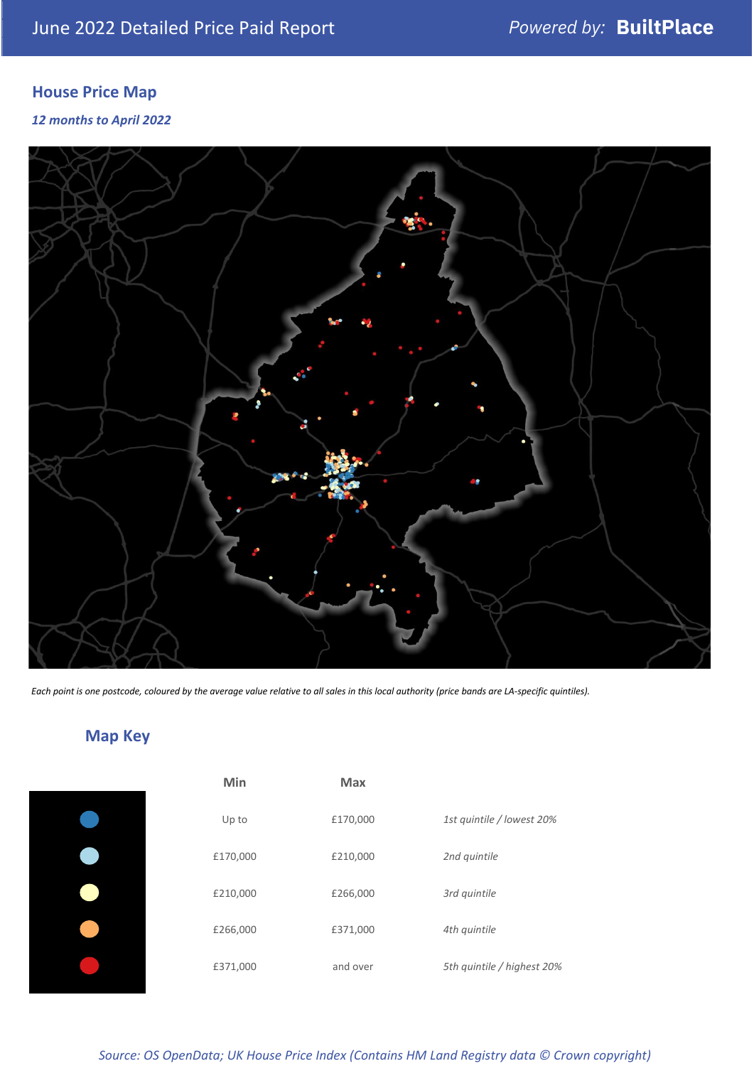# June 2022 Detailed Price Paid Report

*Powered by:* **BuiltPlace**

## House Price Map

*12 months to April 2022*

*Each point is one postcode, coloured by the average value relative to all sales in this local authority (price bands are LA-specific quintiles).*

## Map Key

| | Min | Max | |
|---|---|---|---|
| | Up to | £170,000 | *1st quintile / lowest 20%* |
| | £170,000 | £210,000 | *2nd quintile* |
| | £210,000 | £266,000 | *3rd quintile* |
| | £266,000 | £371,000 | *4th quintile* |
| | £371,000 | and over | *5th quintile / highest 20%* |

*Source: OS OpenData; UK House Price Index (Contains HM Land Registry data © Crown copyright)*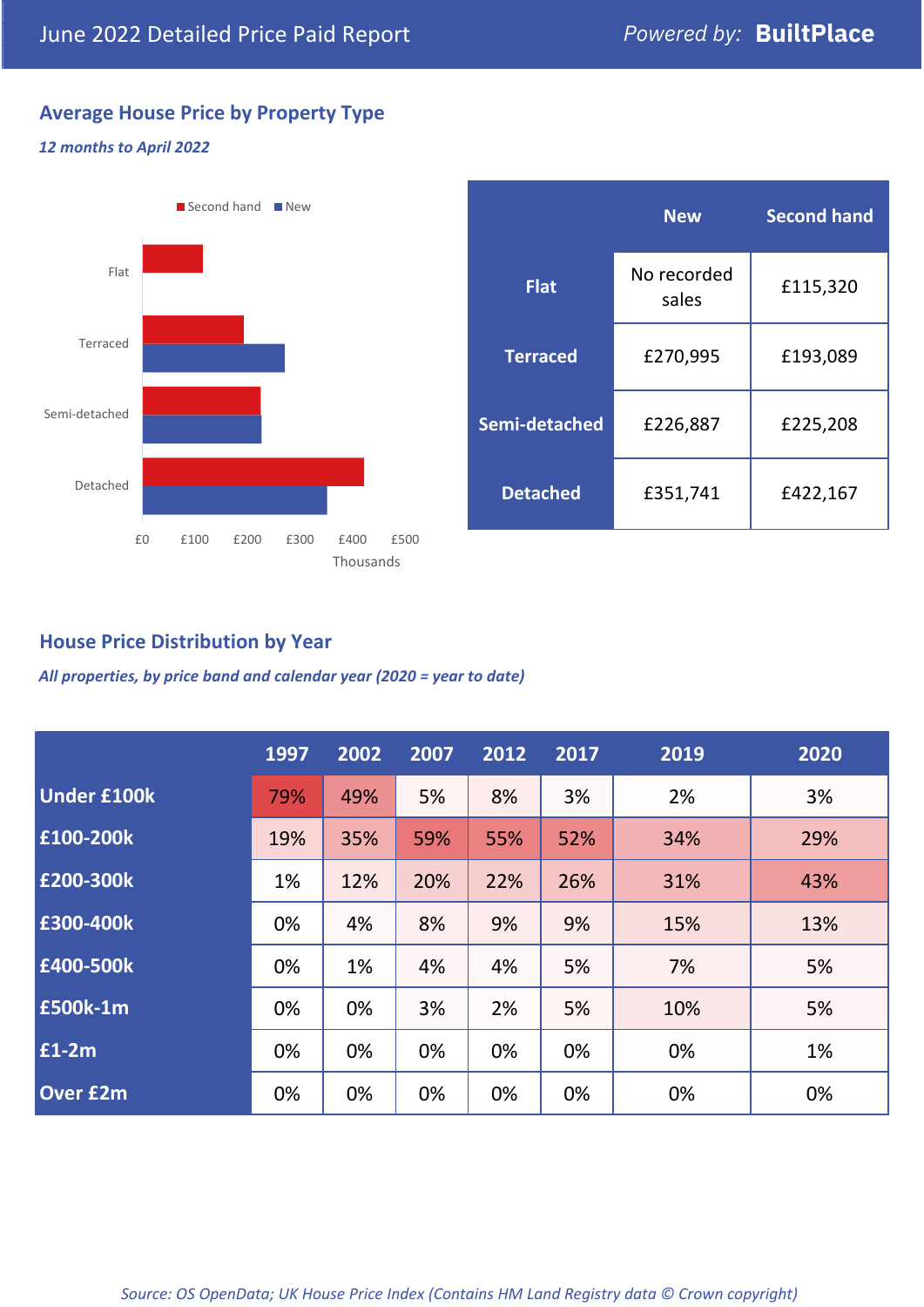June 2022 Detailed Price Paid Report — Powered by: **BuiltPlace**

## Average House Price by Property Type

*12 months to April 2022*

|  | New | Second hand |
|---|---|---|
| **Flat** | No recorded sales | £115,320 |
| **Terraced** | £270,995 | £193,089 |
| **Semi-detached** | £226,887 | £225,208 |
| **Detached** | £351,741 | £422,167 |

## House Price Distribution by Year

*All properties, by price band and calendar year (2020 = year to date)*

|  | 1997 | 2002 | 2007 | 2012 | 2017 | 2019 | 2020 |
|---|---|---|---|---|---|---|---|
| **Under £100k** | 79% | 49% | 5% | 8% | 3% | 2% | 3% |
| **£100-200k** | 19% | 35% | 59% | 55% | 52% | 34% | 29% |
| **£200-300k** | 1% | 12% | 20% | 22% | 26% | 31% | 43% |
| **£300-400k** | 0% | 4% | 8% | 9% | 9% | 15% | 13% |
| **£400-500k** | 0% | 1% | 4% | 4% | 5% | 7% | 5% |
| **£500k-1m** | 0% | 0% | 3% | 2% | 5% | 10% | 5% |
| **£1-2m** | 0% | 0% | 0% | 0% | 0% | 0% | 1% |
| **Over £2m** | 0% | 0% | 0% | 0% | 0% | 0% | 0% |

*Source: OS OpenData; UK House Price Index (Contains HM Land Registry data © Crown copyright)*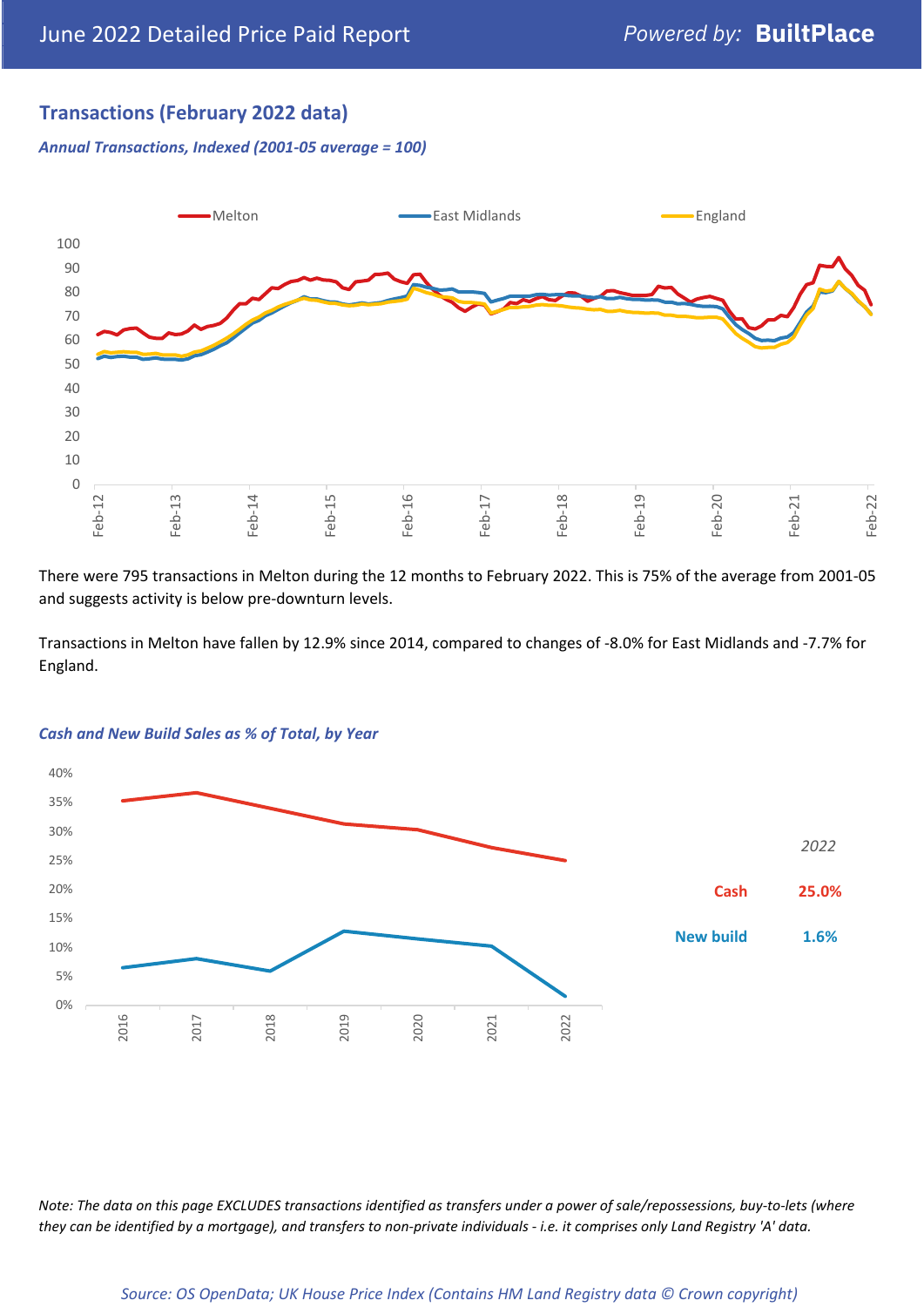## Transactions (February 2022 data)

*Annual Transactions, Indexed (2001-05 average = 100)*

There were 795 transactions in Melton during the 12 months to February 2022. This is 75% of the average from 2001-05 and suggests activity is below pre-downturn levels.

Transactions in Melton have fallen by 12.9% since 2014, compared to changes of -8.0% for East Midlands and -7.7% for England.

*Cash and New Build Sales as % of Total, by Year*

| 2022 | |
|---|---|
| Cash | 25.0% |
| New build | 1.6% |

*Note: The data on this page EXCLUDES transactions identified as transfers under a power of sale/repossessions, buy-to-lets (where they can be identified by a mortgage), and transfers to non-private individuals - i.e. it comprises only Land Registry 'A' data.*

*Source: OS OpenData; UK House Price Index (Contains HM Land Registry data © Crown copyright)*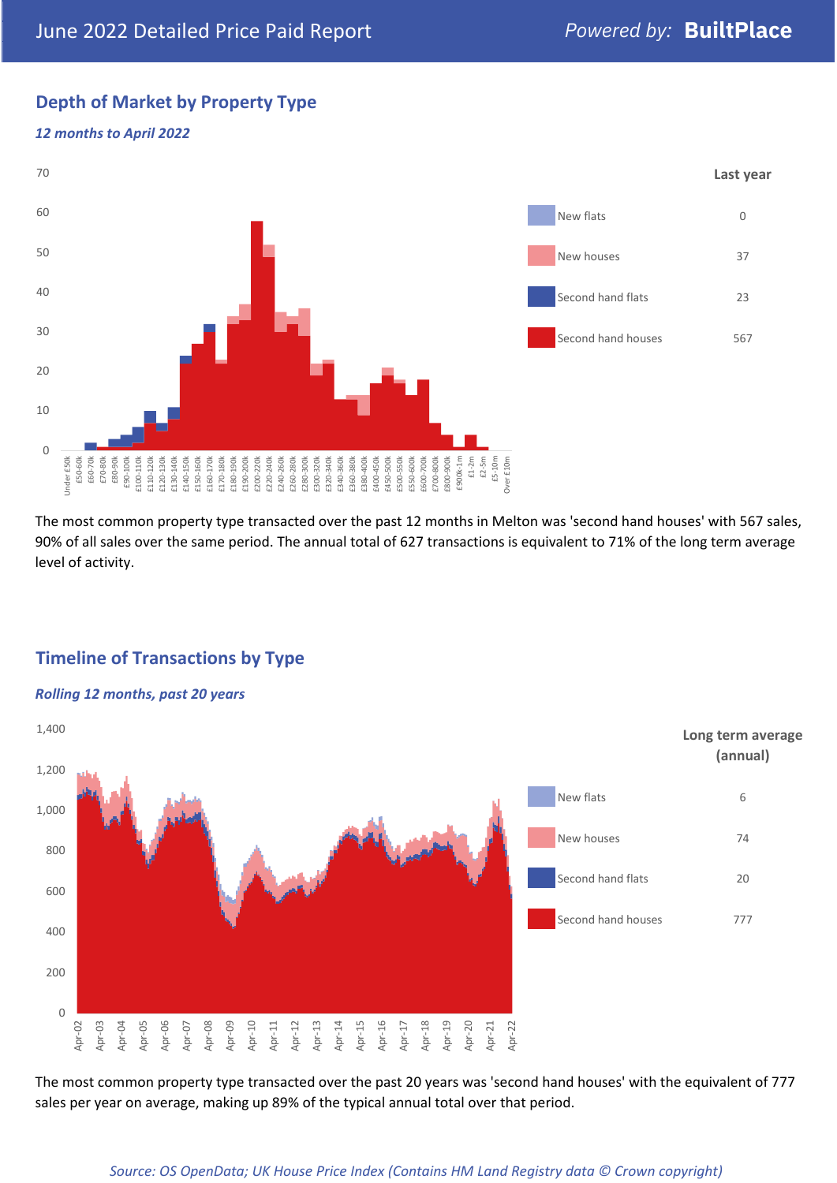June 2022 Detailed Price Paid Report

*Powered by:* **BuiltPlace**

## Depth of Market by Property Type

***12 months to April 2022***

70
60
50
40
30
20
10
0

Under £50k, £50-60k, £60-70k, £70-80k, £80-90k, £90-100k, £100-110k, £110-120k, £120-130k, £130-140k, £140-150k, £150-160k, £160-170k, £170-180k, £180-190k, £190-200k, £200-220k, £220-240k, £240-260k, £260-280k, £280-300k, £300-320k, £320-340k, £340-360k, £360-380k, £380-400k, £400-450k, £450-500k, £500-550k, £550-600k, £600-700k, £700-800k, £800-900k, £900k-1m, £1-2m, £2-5m, £5-10m, Over £10m

**Last year**

New flats 0
New houses 37
Second hand flats 23
Second hand houses 567

The most common property type transacted over the past 12 months in Melton was 'second hand houses' with 567 sales, 90% of all sales over the same period. The annual total of 627 transactions is equivalent to 71% of the long term average level of activity.

## Timeline of Transactions by Type

***Rolling 12 months, past 20 years***

1,400
1,200
1,000
800
600
400
200
0

Apr-02, Apr-03, Apr-04, Apr-05, Apr-06, Apr-07, Apr-08, Apr-09, Apr-10, Apr-11, Apr-12, Apr-13, Apr-14, Apr-15, Apr-16, Apr-17, Apr-18, Apr-19, Apr-20, Apr-21, Apr-22

**Long term average (annual)**

New flats 6
New houses 74
Second hand flats 20
Second hand houses 777

The most common property type transacted over the past 20 years was 'second hand houses' with the equivalent of 777 sales per year on average, making up 89% of the typical annual total over that period.

*Source: OS OpenData; UK House Price Index (Contains HM Land Registry data © Crown copyright)*